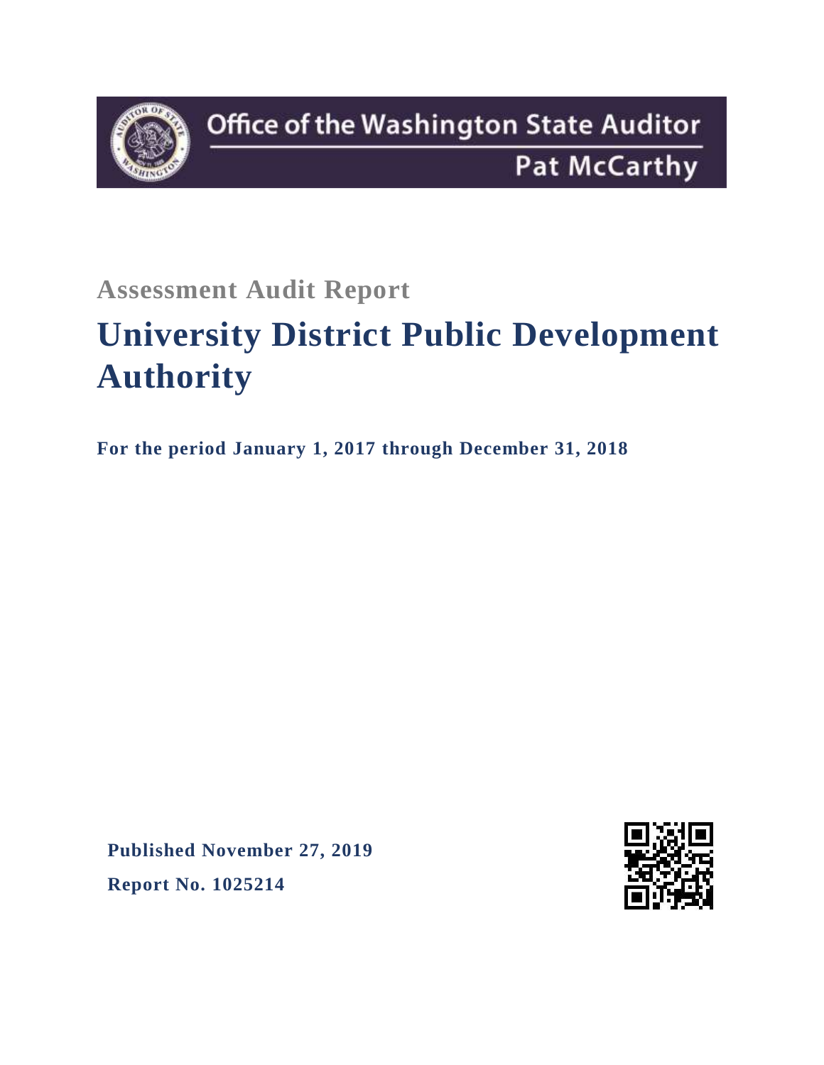Office of the Washington State Auditor

Pat McCarthy

## Assessment Audit Report

# University District Public Development Authority

**For the period January 1, 2017 through December 31, 2018**

**Published November 27, 2019**

**Report No. 1025214**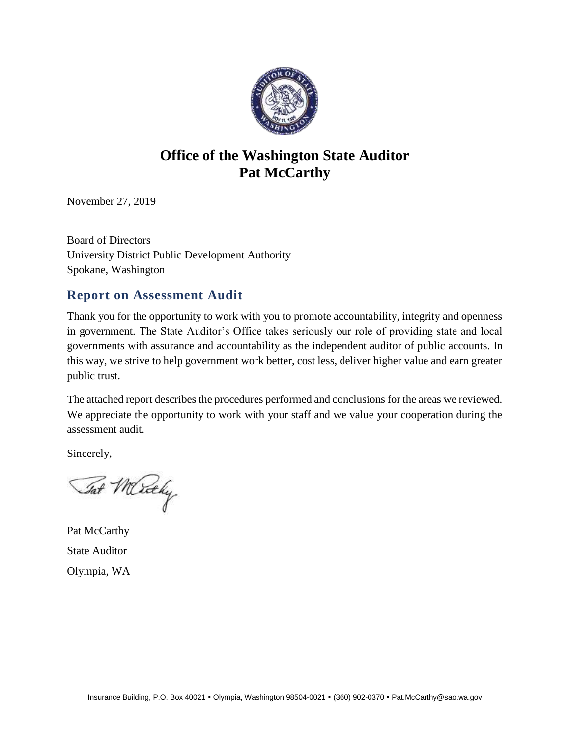# Office of the Washington State Auditor
# Pat McCarthy

November 27, 2019

Board of Directors
University District Public Development Authority
Spokane, Washington

## Report on Assessment Audit

Thank you for the opportunity to work with you to promote accountability, integrity and openness in government. The State Auditor's Office takes seriously our role of providing state and local governments with assurance and accountability as the independent auditor of public accounts. In this way, we strive to help government work better, cost less, deliver higher value and earn greater public trust.

The attached report describes the procedures performed and conclusions for the areas we reviewed. We appreciate the opportunity to work with your staff and we value your cooperation during the assessment audit.

Sincerely,

Pat McCarthy
State Auditor
Olympia, WA

Insurance Building, P.O. Box 40021 • Olympia, Washington 98504-0021 • (360) 902-0370 • Pat.McCarthy@sao.wa.gov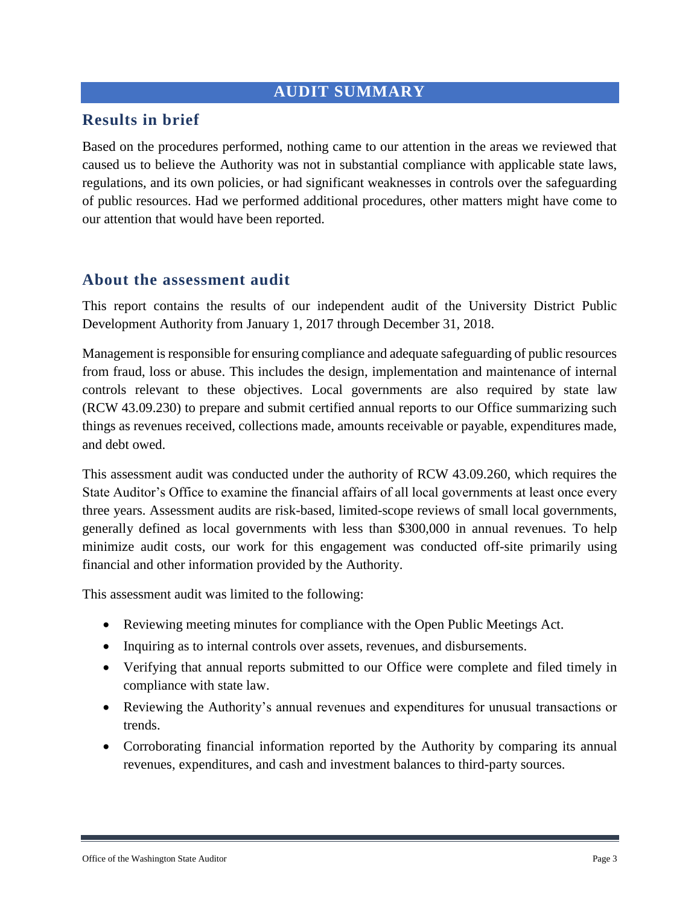# AUDIT SUMMARY

## Results in brief

Based on the procedures performed, nothing came to our attention in the areas we reviewed that caused us to believe the Authority was not in substantial compliance with applicable state laws, regulations, and its own policies, or had significant weaknesses in controls over the safeguarding of public resources. Had we performed additional procedures, other matters might have come to our attention that would have been reported.

## About the assessment audit

This report contains the results of our independent audit of the University District Public Development Authority from January 1, 2017 through December 31, 2018.

Management is responsible for ensuring compliance and adequate safeguarding of public resources from fraud, loss or abuse. This includes the design, implementation and maintenance of internal controls relevant to these objectives. Local governments are also required by state law (RCW 43.09.230) to prepare and submit certified annual reports to our Office summarizing such things as revenues received, collections made, amounts receivable or payable, expenditures made, and debt owed.

This assessment audit was conducted under the authority of RCW 43.09.260, which requires the State Auditor's Office to examine the financial affairs of all local governments at least once every three years. Assessment audits are risk-based, limited-scope reviews of small local governments, generally defined as local governments with less than $300,000 in annual revenues. To help minimize audit costs, our work for this engagement was conducted off-site primarily using financial and other information provided by the Authority.

This assessment audit was limited to the following:

- Reviewing meeting minutes for compliance with the Open Public Meetings Act.
- Inquiring as to internal controls over assets, revenues, and disbursements.
- Verifying that annual reports submitted to our Office were complete and filed timely in compliance with state law.
- Reviewing the Authority's annual revenues and expenditures for unusual transactions or trends.
- Corroborating financial information reported by the Authority by comparing its annual revenues, expenditures, and cash and investment balances to third-party sources.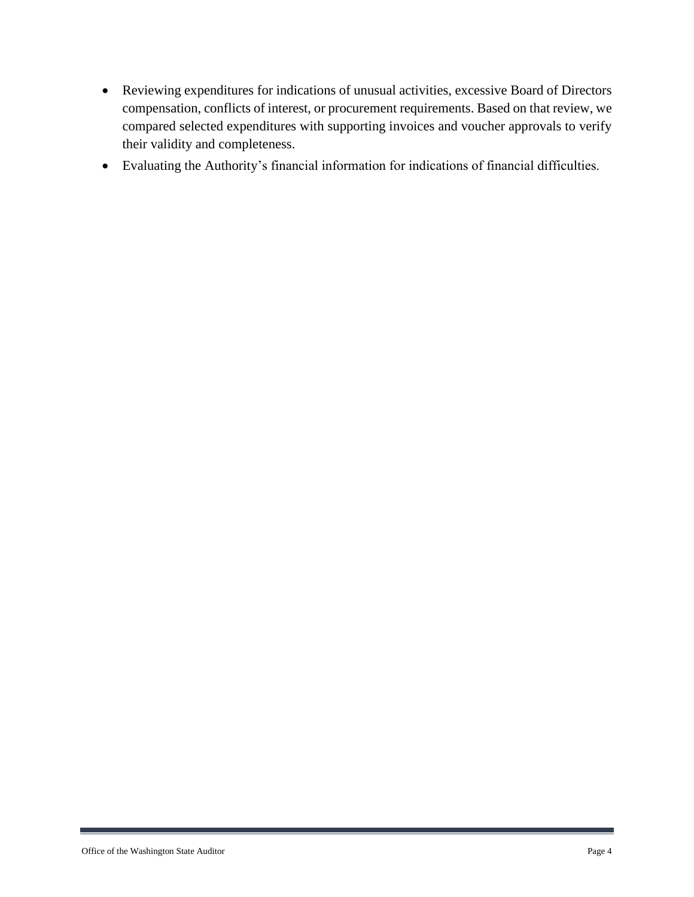- Reviewing expenditures for indications of unusual activities, excessive Board of Directors compensation, conflicts of interest, or procurement requirements. Based on that review, we compared selected expenditures with supporting invoices and voucher approvals to verify their validity and completeness.
- Evaluating the Authority's financial information for indications of financial difficulties.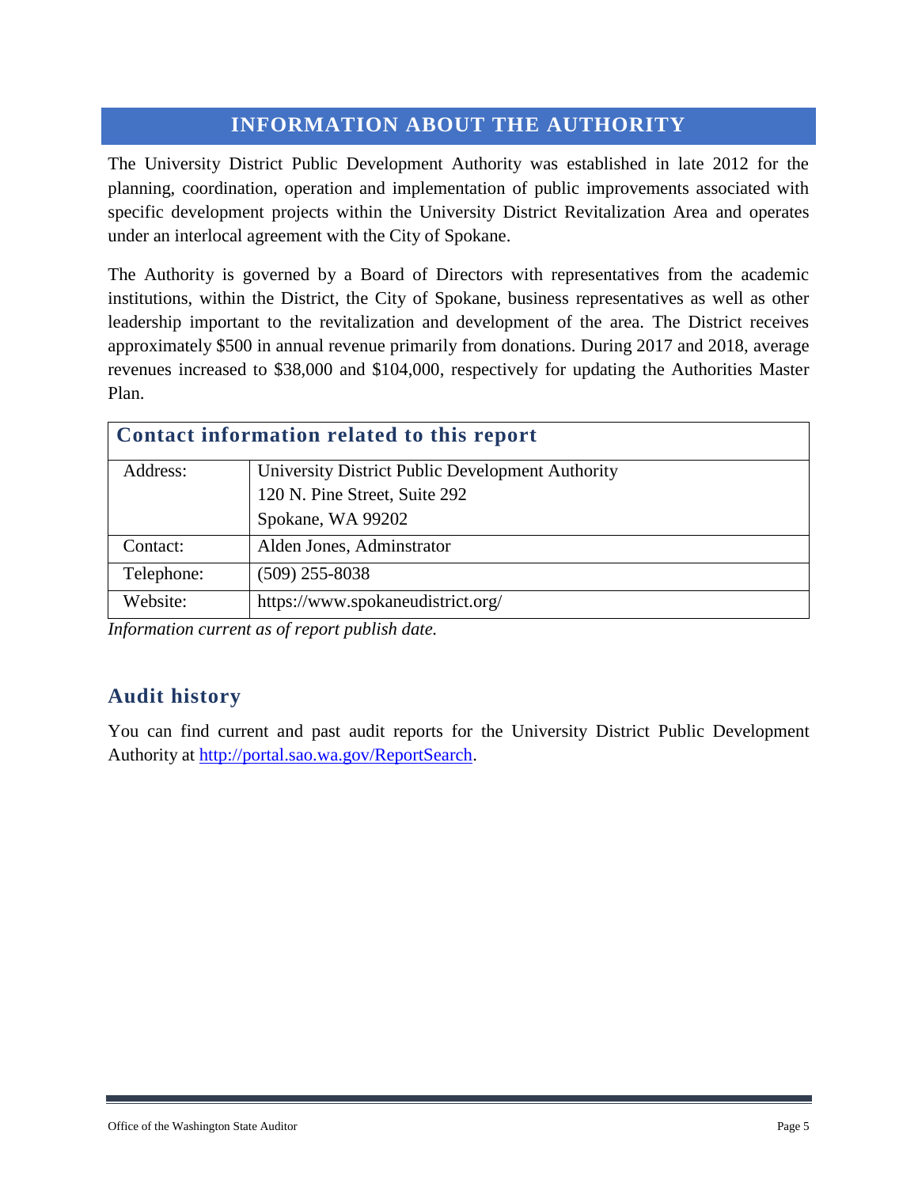# INFORMATION ABOUT THE AUTHORITY

The University District Public Development Authority was established in late 2012 for the planning, coordination, operation and implementation of public improvements associated with specific development projects within the University District Revitalization Area and operates under an interlocal agreement with the City of Spokane.

The Authority is governed by a Board of Directors with representatives from the academic institutions, within the District, the City of Spokane, business representatives as well as other leadership important to the revitalization and development of the area. The District receives approximately $500 in annual revenue primarily from donations. During 2017 and 2018, average revenues increased to $38,000 and $104,000, respectively for updating the Authorities Master Plan.

| **Contact information related to this report** | |
|---|---|
| Address: | University District Public Development Authority<br>120 N. Pine Street, Suite 292<br>Spokane, WA 99202 |
| Contact: | Alden Jones, Adminstrator |
| Telephone: | (509) 255-8038 |
| Website: | https://www.spokaneudistrict.org/ |

*Information current as of report publish date.*

## Audit history

You can find current and past audit reports for the University District Public Development Authority at [http://portal.sao.wa.gov/ReportSearch](http://portal.sao.wa.gov/ReportSearch).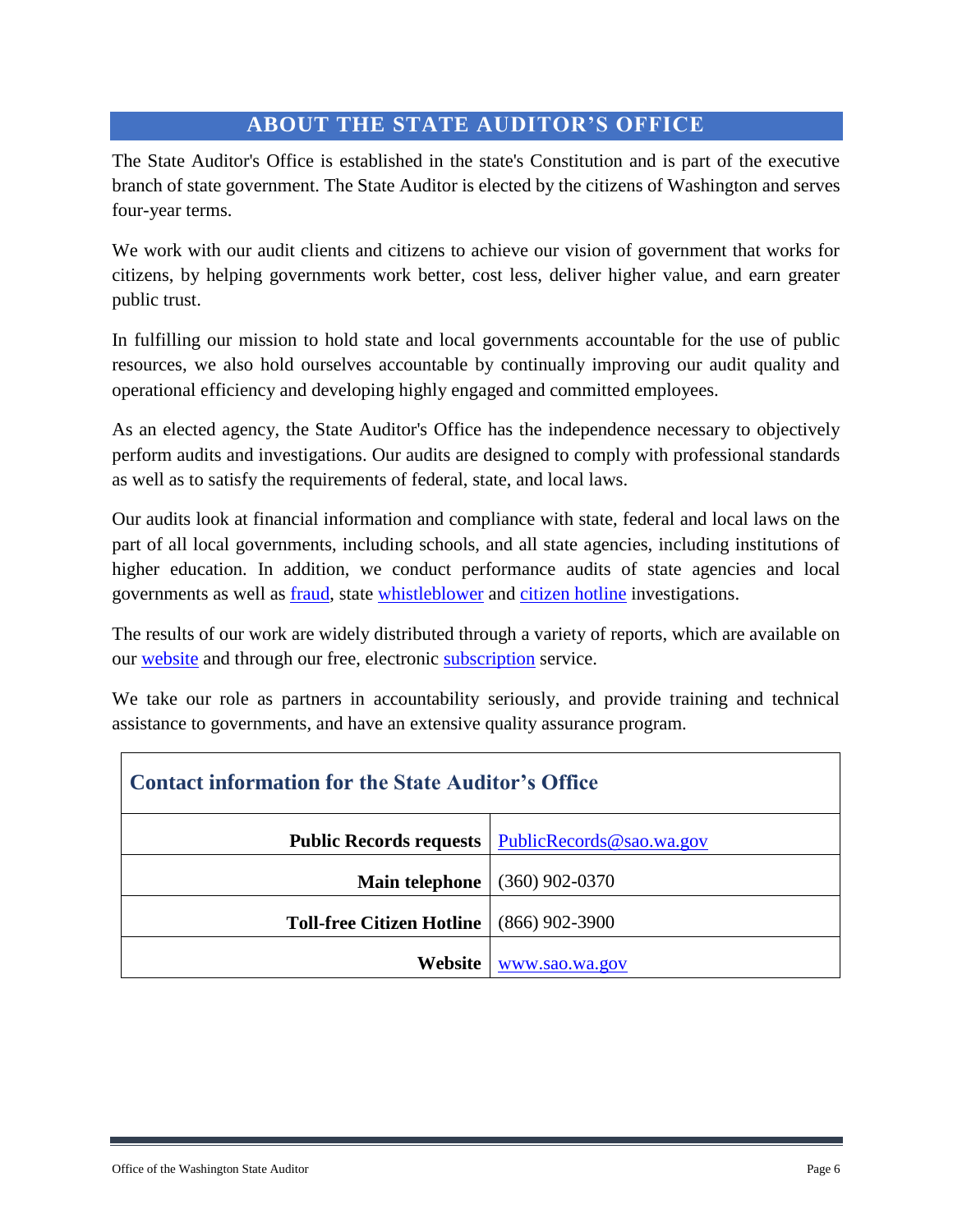## ABOUT THE STATE AUDITOR'S OFFICE

The State Auditor's Office is established in the state's Constitution and is part of the executive branch of state government. The State Auditor is elected by the citizens of Washington and serves four-year terms.

We work with our audit clients and citizens to achieve our vision of government that works for citizens, by helping governments work better, cost less, deliver higher value, and earn greater public trust.

In fulfilling our mission to hold state and local governments accountable for the use of public resources, we also hold ourselves accountable by continually improving our audit quality and operational efficiency and developing highly engaged and committed employees.

As an elected agency, the State Auditor's Office has the independence necessary to objectively perform audits and investigations. Our audits are designed to comply with professional standards as well as to satisfy the requirements of federal, state, and local laws.

Our audits look at financial information and compliance with state, federal and local laws on the part of all local governments, including schools, and all state agencies, including institutions of higher education. In addition, we conduct performance audits of state agencies and local governments as well as fraud, state whistleblower and citizen hotline investigations.

The results of our work are widely distributed through a variety of reports, which are available on our website and through our free, electronic subscription service.

We take our role as partners in accountability seriously, and provide training and technical assistance to governments, and have an extensive quality assurance program.

| Contact information for the State Auditor's Office | |
|---|---|
| **Public Records requests** | PublicRecords@sao.wa.gov |
| **Main telephone** | (360) 902-0370 |
| **Toll-free Citizen Hotline** | (866) 902-3900 |
| **Website** | www.sao.wa.gov |